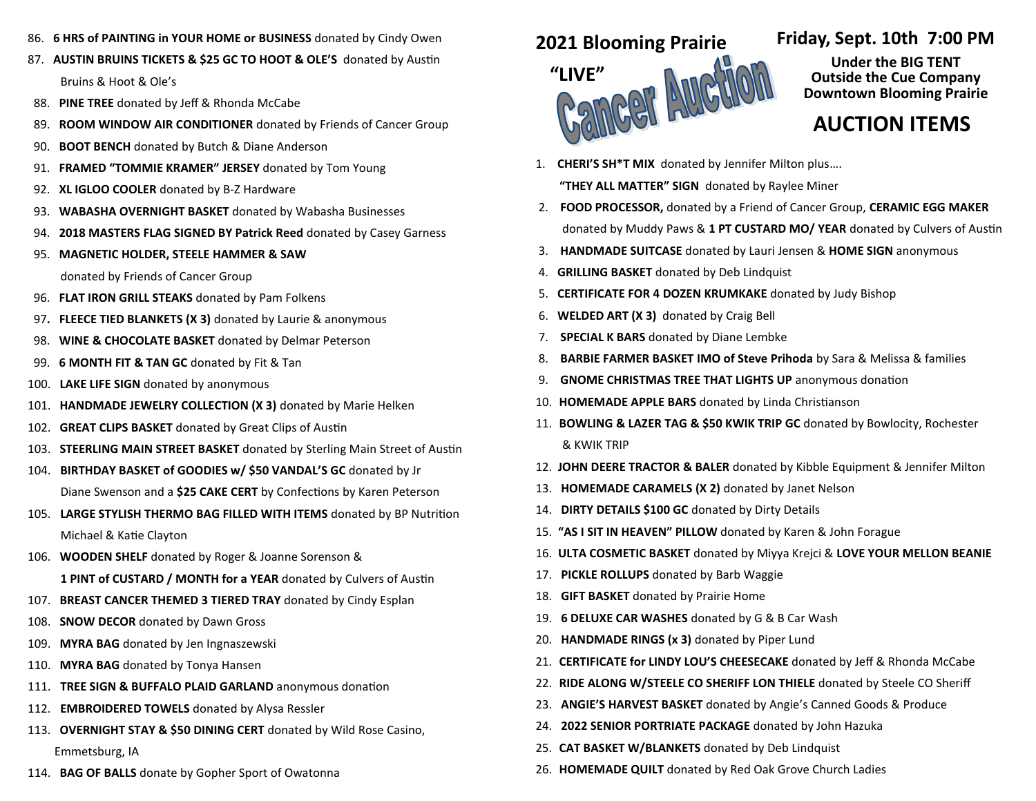# 2021 Blooming Prairie "LIVE" Cancer Auction

## Friday, Sept. 10th 7:00 PM

**Under the BIG TENT**
**Outside the Cue Company**
**Downtown Blooming Prairie**

## AUCTION ITEMS

1. **CHERI'S SH*T MIX** donated by Jennifer Milton plus….
   **"THEY ALL MATTER" SIGN** donated by Raylee Miner
2. **FOOD PROCESSOR,** donated by a Friend of Cancer Group, **CERAMIC EGG MAKER** donated by Muddy Paws & **1 PT CUSTARD MO/ YEAR** donated by Culvers of Austin
3. **HANDMADE SUITCASE** donated by Lauri Jensen & **HOME SIGN** anonymous
4. **GRILLING BASKET** donated by Deb Lindquist
5. **CERTIFICATE FOR 4 DOZEN KRUMKAKE** donated by Judy Bishop
6. **WELDED ART (X 3)** donated by Craig Bell
7. **SPECIAL K BARS** donated by Diane Lembke
8. **BARBIE FARMER BASKET IMO of Steve Prihoda** by Sara & Melissa & families
9. **GNOME CHRISTMAS TREE THAT LIGHTS UP** anonymous donation
10. **HOMEMADE APPLE BARS** donated by Linda Christianson
11. **BOWLING & LAZER TAG & $50 KWIK TRIP GC** donated by Bowlocity, Rochester & KWIK TRIP
12. **JOHN DEERE TRACTOR & BALER** donated by Kibble Equipment & Jennifer Milton
13. **HOMEMADE CARAMELS (X 2)** donated by Janet Nelson
14. **DIRTY DETAILS $100 GC** donated by Dirty Details
15. **"AS I SIT IN HEAVEN" PILLOW** donated by Karen & John Forague
16. **ULTA COSMETIC BASKET** donated by Miyya Krejci & **LOVE YOUR MELLON BEANIE**
17. **PICKLE ROLLUPS** donated by Barb Waggie
18. **GIFT BASKET** donated by Prairie Home
19. **6 DELUXE CAR WASHES** donated by G & B Car Wash
20. **HANDMADE RINGS (x 3)** donated by Piper Lund
21. **CERTIFICATE for LINDY LOU'S CHEESECAKE** donated by Jeff & Rhonda McCabe
22. **RIDE ALONG W/STEELE CO SHERIFF LON THIELE** donated by Steele CO Sheriff
23. **ANGIE'S HARVEST BASKET** donated by Angie's Canned Goods & Produce
24. **2022 SENIOR PORTRIATE PACKAGE** donated by John Hazuka
25. **CAT BASKET W/BLANKETS** donated by Deb Lindquist
26. **HOMEMADE QUILT** donated by Red Oak Grove Church Ladies

86. **6 HRS of PAINTING in YOUR HOME or BUSINESS** donated by Cindy Owen
87. **AUSTIN BRUINS TICKETS & $25 GC TO HOOT & OLE'S** donated by Austin Bruins & Hoot & Ole's
88. **PINE TREE** donated by Jeff & Rhonda McCabe
89. **ROOM WINDOW AIR CONDITIONER** donated by Friends of Cancer Group
90. **BOOT BENCH** donated by Butch & Diane Anderson
91. **FRAMED "TOMMIE KRAMER" JERSEY** donated by Tom Young
92. **XL IGLOO COOLER** donated by B-Z Hardware
93. **WABASHA OVERNIGHT BASKET** donated by Wabasha Businesses
94. **2018 MASTERS FLAG SIGNED BY Patrick Reed** donated by Casey Garness
95. **MAGNETIC HOLDER, STEELE HAMMER & SAW** donated by Friends of Cancer Group
96. **FLAT IRON GRILL STEAKS** donated by Pam Folkens
97. **FLEECE TIED BLANKETS (X 3)** donated by Laurie & anonymous
98. **WINE & CHOCOLATE BASKET** donated by Delmar Peterson
99. **6 MONTH FIT & TAN GC** donated by Fit & Tan
100. **LAKE LIFE SIGN** donated by anonymous
101. **HANDMADE JEWELRY COLLECTION (X 3)** donated by Marie Helken
102. **GREAT CLIPS BASKET** donated by Great Clips of Austin
103. **STEERLING MAIN STREET BASKET** donated by Sterling Main Street of Austin
104. **BIRTHDAY BASKET of GOODIES w/ $50 VANDAL'S GC** donated by Jr Diane Swenson and a **$25 CAKE CERT** by Confections by Karen Peterson
105. **LARGE STYLISH THERMO BAG FILLED WITH ITEMS** donated by BP Nutrition Michael & Katie Clayton
106. **WOODEN SHELF** donated by Roger & Joanne Sorenson &
     **1 PINT of CUSTARD / MONTH for a YEAR** donated by Culvers of Austin
107. **BREAST CANCER THEMED 3 TIERED TRAY** donated by Cindy Esplan
108. **SNOW DECOR** donated by Dawn Gross
109. **MYRA BAG** donated by Jen Ingnaszewski
110. **MYRA BAG** donated by Tonya Hansen
111. **TREE SIGN & BUFFALO PLAID GARLAND** anonymous donation
112. **EMBROIDERED TOWELS** donated by Alysa Ressler
113. **OVERNIGHT STAY & $50 DINING CERT** donated by Wild Rose Casino, Emmetsburg, IA
114. **BAG OF BALLS** donate by Gopher Sport of Owatonna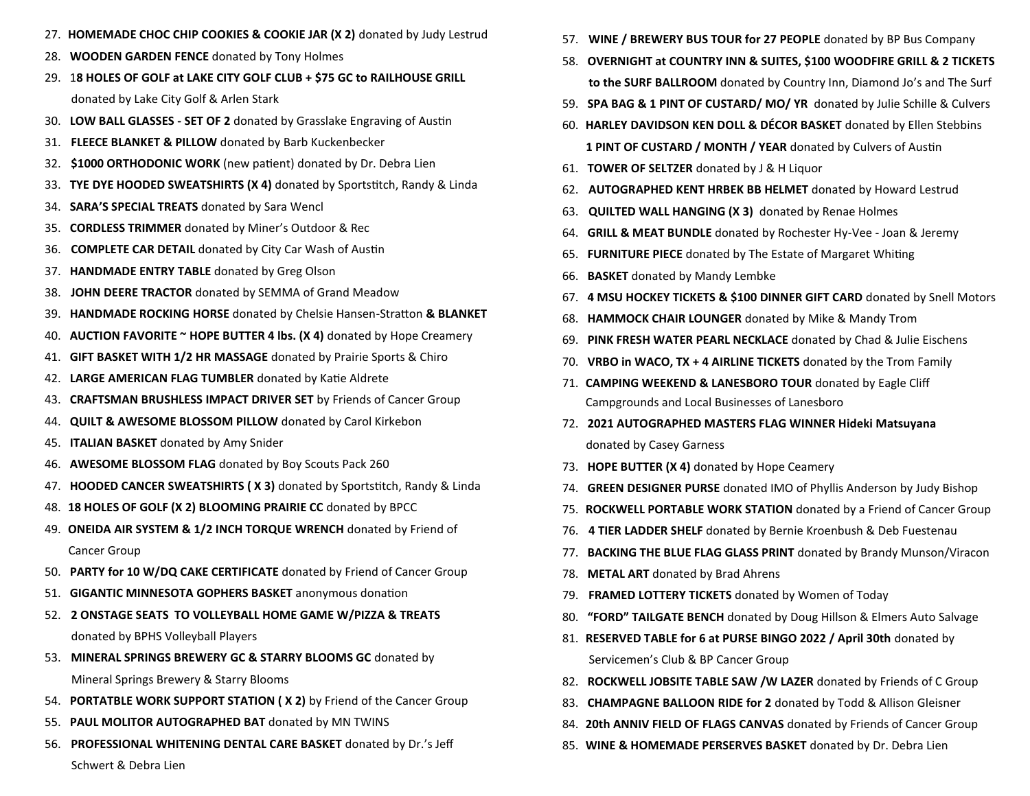27. **HOMEMADE CHOC CHIP COOKIES & COOKIE JAR (X 2)** donated by Judy Lestrud
28. **WOODEN GARDEN FENCE** donated by Tony Holmes
29. 1**8 HOLES OF GOLF at LAKE CITY GOLF CLUB + $75 GC to RAILHOUSE GRILL** donated by Lake City Golf & Arlen Stark
30. **LOW BALL GLASSES - SET OF 2** donated by Grasslake Engraving of Austin
31. **FLEECE BLANKET & PILLOW** donated by Barb Kuckenbecker
32. **$1000 ORTHODONIC WORK** (new patient) donated by Dr. Debra Lien
33. **TYE DYE HOODED SWEATSHIRTS (X 4)** donated by Sportstitch, Randy & Linda
34. **SARA'S SPECIAL TREATS** donated by Sara Wencl
35. **CORDLESS TRIMMER** donated by Miner's Outdoor & Rec
36. **COMPLETE CAR DETAIL** donated by City Car Wash of Austin
37. **HANDMADE ENTRY TABLE** donated by Greg Olson
38. **JOHN DEERE TRACTOR** donated by SEMMA of Grand Meadow
39. **HANDMADE ROCKING HORSE** donated by Chelsie Hansen-Stratton **& BLANKET**
40. **AUCTION FAVORITE ~ HOPE BUTTER 4 lbs. (X 4)** donated by Hope Creamery
41. **GIFT BASKET WITH 1/2 HR MASSAGE** donated by Prairie Sports & Chiro
42. **LARGE AMERICAN FLAG TUMBLER** donated by Katie Aldrete
43. **CRAFTSMAN BRUSHLESS IMPACT DRIVER SET** by Friends of Cancer Group
44. **QUILT & AWESOME BLOSSOM PILLOW** donated by Carol Kirkebon
45. **ITALIAN BASKET** donated by Amy Snider
46. **AWESOME BLOSSOM FLAG** donated by Boy Scouts Pack 260
47. **HOODED CANCER SWEATSHIRTS ( X 3)** donated by Sportstitch, Randy & Linda
48. **18 HOLES OF GOLF (X 2) BLOOMING PRAIRIE CC** donated by BPCC
49. **ONEIDA AIR SYSTEM & 1/2 INCH TORQUE WRENCH** donated by Friend of Cancer Group
50. **PARTY for 10 W/DQ CAKE CERTIFICATE** donated by Friend of Cancer Group
51. **GIGANTIC MINNESOTA GOPHERS BASKET** anonymous donation
52. **2 ONSTAGE SEATS TO VOLLEYBALL HOME GAME W/PIZZA & TREATS** donated by BPHS Volleyball Players
53. **MINERAL SPRINGS BREWERY GC & STARRY BLOOMS GC** donated by Mineral Springs Brewery & Starry Blooms
54. **PORTATBLE WORK SUPPORT STATION ( X 2)** by Friend of the Cancer Group
55. **PAUL MOLITOR AUTOGRAPHED BAT** donated by MN TWINS
56. **PROFESSIONAL WHITENING DENTAL CARE BASKET** donated by Dr.'s Jeff Schwert & Debra Lien
57. **WINE / BREWERY BUS TOUR for 27 PEOPLE** donated by BP Bus Company
58. **OVERNIGHT at COUNTRY INN & SUITES, $100 WOODFIRE GRILL & 2 TICKETS to the SURF BALLROOM** donated by Country Inn, Diamond Jo's and The Surf
59. **SPA BAG & 1 PINT OF CUSTARD/ MO/ YR** donated by Julie Schille & Culvers
60. **HARLEY DAVIDSON KEN DOLL & DÉCOR BASKET** donated by Ellen Stebbins **1 PINT OF CUSTARD / MONTH / YEAR** donated by Culvers of Austin
61. **TOWER OF SELTZER** donated by J & H Liquor
62. **AUTOGRAPHED KENT HRBEK BB HELMET** donated by Howard Lestrud
63. **QUILTED WALL HANGING (X 3)** donated by Renae Holmes
64. **GRILL & MEAT BUNDLE** donated by Rochester Hy-Vee - Joan & Jeremy
65. **FURNITURE PIECE** donated by The Estate of Margaret Whiting
66. **BASKET** donated by Mandy Lembke
67. **4 MSU HOCKEY TICKETS & $100 DINNER GIFT CARD** donated by Snell Motors
68. **HAMMOCK CHAIR LOUNGER** donated by Mike & Mandy Trom
69. **PINK FRESH WATER PEARL NECKLACE** donated by Chad & Julie Eischens
70. **VRBO in WACO, TX + 4 AIRLINE TICKETS** donated by the Trom Family
71. **CAMPING WEEKEND & LANESBORO TOUR** donated by Eagle Cliff Campgrounds and Local Businesses of Lanesboro
72. **2021 AUTOGRAPHED MASTERS FLAG WINNER Hideki Matsuyana** donated by Casey Garness
73. **HOPE BUTTER (X 4)** donated by Hope Ceamery
74. **GREEN DESIGNER PURSE** donated IMO of Phyllis Anderson by Judy Bishop
75. **ROCKWELL PORTABLE WORK STATION** donated by a Friend of Cancer Group
76. **4 TIER LADDER SHELF** donated by Bernie Kroenbush & Deb Fuestenau
77. **BACKING THE BLUE FLAG GLASS PRINT** donated by Brandy Munson/Viracon
78. **METAL ART** donated by Brad Ahrens
79. **FRAMED LOTTERY TICKETS** donated by Women of Today
80. **"FORD" TAILGATE BENCH** donated by Doug Hillson & Elmers Auto Salvage
81. **RESERVED TABLE for 6 at PURSE BINGO 2022 / April 30th** donated by Servicemen's Club & BP Cancer Group
82. **ROCKWELL JOBSITE TABLE SAW /W LAZER** donated by Friends of C Group
83. **CHAMPAGNE BALLOON RIDE for 2** donated by Todd & Allison Gleisner
84. **20th ANNIV FIELD OF FLAGS CANVAS** donated by Friends of Cancer Group
85. **WINE & HOMEMADE PERSERVES BASKET** donated by Dr. Debra Lien